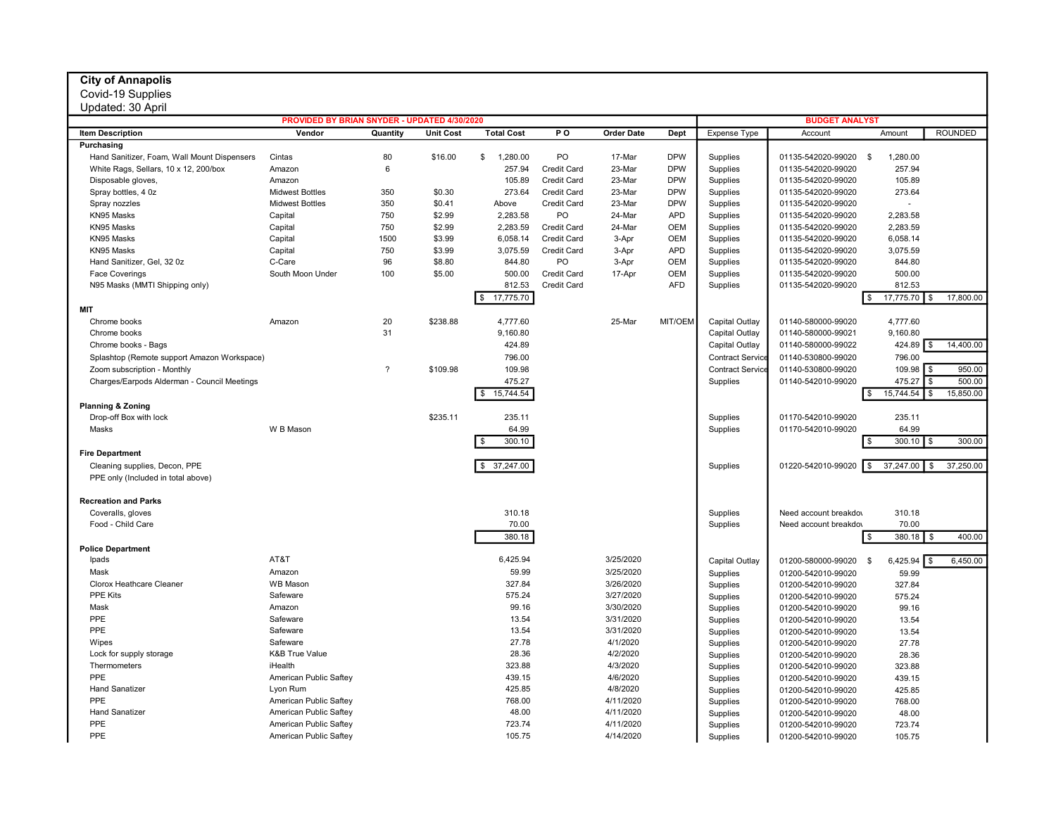**City of Annapolis**

Covid-19 Supplies

Updated: 30 April

| PROVIDED BY BRIAN SNYDER - UPDATED 4/30/2020 | | | | | | | | BUDGET ANALYST | | | |
|---|---|---|---|---|---|---|---|---|---|---|---|
| **Item Description** | **Vendor** | **Quantity** | **Unit Cost** | **Total Cost** | **P O** | **Order Date** | **Dept** | Expense Type | Account | Amount | ROUNDED |
| **Purchasing** | | | | | | | | | | | |
| Hand Sanitizer, Foam, Wall Mount Dispensers | Cintas | 80 | $16.00 | $ 1,280.00 | PO | 17-Mar | DPW | Supplies | 01135-542020-99020 | $ 1,280.00 | |
| White Rags, Sellars, 10 x 12, 200/box | Amazon | 6 | | 257.94 | Credit Card | 23-Mar | DPW | Supplies | 01135-542020-99020 | 257.94 | |
| Disposable gloves, | Amazon | | | 105.89 | Credit Card | 23-Mar | DPW | Supplies | 01135-542020-99020 | 105.89 | |
| Spray bottles, 4 0z | Midwest Bottles | 350 | $0.30 | 273.64 | Credit Card | 23-Mar | DPW | Supplies | 01135-542020-99020 | 273.64 | |
| Spray nozzles | Midwest Bottles | 350 | $0.41 | Above | Credit Card | 23-Mar | DPW | Supplies | 01135-542020-99020 | - | |
| KN95 Masks | Capital | 750 | $2.99 | 2,283.58 | PO | 24-Mar | APD | Supplies | 01135-542020-99020 | 2,283.58 | |
| KN95 Masks | Capital | 750 | $2.99 | 2,283.59 | Credit Card | 24-Mar | OEM | Supplies | 01135-542020-99020 | 2,283.59 | |
| KN95 Masks | Capital | 1500 | $3.99 | 6,058.14 | Credit Card | 3-Apr | OEM | Supplies | 01135-542020-99020 | 6,058.14 | |
| KN95 Masks | Capital | 750 | $3.99 | 3,075.59 | Credit Card | 3-Apr | APD | Supplies | 01135-542020-99020 | 3,075.59 | |
| Hand Sanitizer, Gel, 32 0z | C-Care | 96 | $8.80 | 844.80 | PO | 3-Apr | OEM | Supplies | 01135-542020-99020 | 844.80 | |
| Face Coverings | South Moon Under | 100 | $5.00 | 500.00 | Credit Card | 17-Apr | OEM | Supplies | 01135-542020-99020 | 500.00 | |
| N95 Masks (MMTI Shipping only) | | | | 812.53 | Credit Card | | AFD | Supplies | 01135-542020-99020 | 812.53 | |
| | | | | $ 17,775.70 | | | | | | $ 17,775.70 | $ 17,800.00 |
| **MIT** | | | | | | | | | | | |
| Chrome books | Amazon | 20 | $238.88 | 4,777.60 | | 25-Mar | MIT/OEM | Capital Outlay | 01140-580000-99020 | 4,777.60 | |
| Chrome books | | 31 | | 9,160.80 | | | | Capital Outlay | 01140-580000-99021 | 9,160.80 | |
| Chrome books - Bags | | | | 424.89 | | | | Capital Outlay | 01140-580000-99022 | 424.89 | $ 14,400.00 |
| Splashtop (Remote support Amazon Workspace) | | | | 796.00 | | | | Contract Service | 01140-530800-99020 | 796.00 | |
| Zoom subscription - Monthly | | ? | $109.98 | 109.98 | | | | Contract Service | 01140-530800-99020 | 109.98 | $ 950.00 |
| Charges/Earpods Alderman - Council Meetings | | | | 475.27 | | | | Supplies | 01140-542010-99020 | 475.27 | $ 500.00 |
| | | | | $ 15,744.54 | | | | | | $ 15,744.54 | $ 15,850.00 |
| **Planning & Zoning** | | | | | | | | | | | |
| Drop-off Box with lock | | | $235.11 | 235.11 | | | | Supplies | 01170-542010-99020 | 235.11 | |
| Masks | W B Mason | | | 64.99 | | | | Supplies | 01170-542010-99020 | 64.99 | |
| | | | | $ 300.10 | | | | | | $ 300.10 | $ 300.00 |
| **Fire Department** | | | | | | | | | | | |
| Cleaning supplies, Decon, PPE | | | | $ 37,247.00 | | | | Supplies | 01220-542010-99020 | $ 37,247.00 | $ 37,250.00 |
| PPE only (Included in total above) | | | | | | | | | | | |
| **Recreation and Parks** | | | | | | | | | | | |
| Coveralls, gloves | | | | 310.18 | | | | Supplies | Need account breakdov | 310.18 | |
| Food - Child Care | | | | 70.00 | | | | Supplies | Need account breakdov | 70.00 | |
| | | | | 380.18 | | | | | | $ 380.18 | $ 400.00 |
| **Police Department** | | | | | | | | | | | |
| Ipads | AT&T | | | 6,425.94 | | 3/25/2020 | | Capital Outlay | 01200-580000-99020 | $ 6,425.94 | $ 6,450.00 |
| Mask | Amazon | | | 59.99 | | 3/25/2020 | | Supplies | 01200-542010-99020 | 59.99 | |
| Clorox Heathcare Cleaner | WB Mason | | | 327.84 | | 3/26/2020 | | Supplies | 01200-542010-99020 | 327.84 | |
| PPE Kits | Safeware | | | 575.24 | | 3/27/2020 | | Supplies | 01200-542010-99020 | 575.24 | |
| Mask | Amazon | | | 99.16 | | 3/30/2020 | | Supplies | 01200-542010-99020 | 99.16 | |
| PPE | Safeware | | | 13.54 | | 3/31/2020 | | Supplies | 01200-542010-99020 | 13.54 | |
| PPE | Safeware | | | 13.54 | | 3/31/2020 | | Supplies | 01200-542010-99020 | 13.54 | |
| Wipes | Safeware | | | 27.78 | | 4/1/2020 | | Supplies | 01200-542010-99020 | 27.78 | |
| Lock for supply storage | K&B True Value | | | 28.36 | | 4/2/2020 | | Supplies | 01200-542010-99020 | 28.36 | |
| Thermometers | iHealth | | | 323.88 | | 4/3/2020 | | Supplies | 01200-542010-99020 | 323.88 | |
| PPE | American Public Saftey | | | 439.15 | | 4/6/2020 | | Supplies | 01200-542010-99020 | 439.15 | |
| Hand Sanatizer | Lyon Rum | | | 425.85 | | 4/8/2020 | | Supplies | 01200-542010-99020 | 425.85 | |
| PPE | American Public Saftey | | | 768.00 | | 4/11/2020 | | Supplies | 01200-542010-99020 | 768.00 | |
| Hand Sanatizer | American Public Saftey | | | 48.00 | | 4/11/2020 | | Supplies | 01200-542010-99020 | 48.00 | |
| PPE | American Public Saftey | | | 723.74 | | 4/11/2020 | | Supplies | 01200-542010-99020 | 723.74 | |
| PPE | American Public Saftey | | | 105.75 | | 4/14/2020 | | Supplies | 01200-542010-99020 | 105.75 | |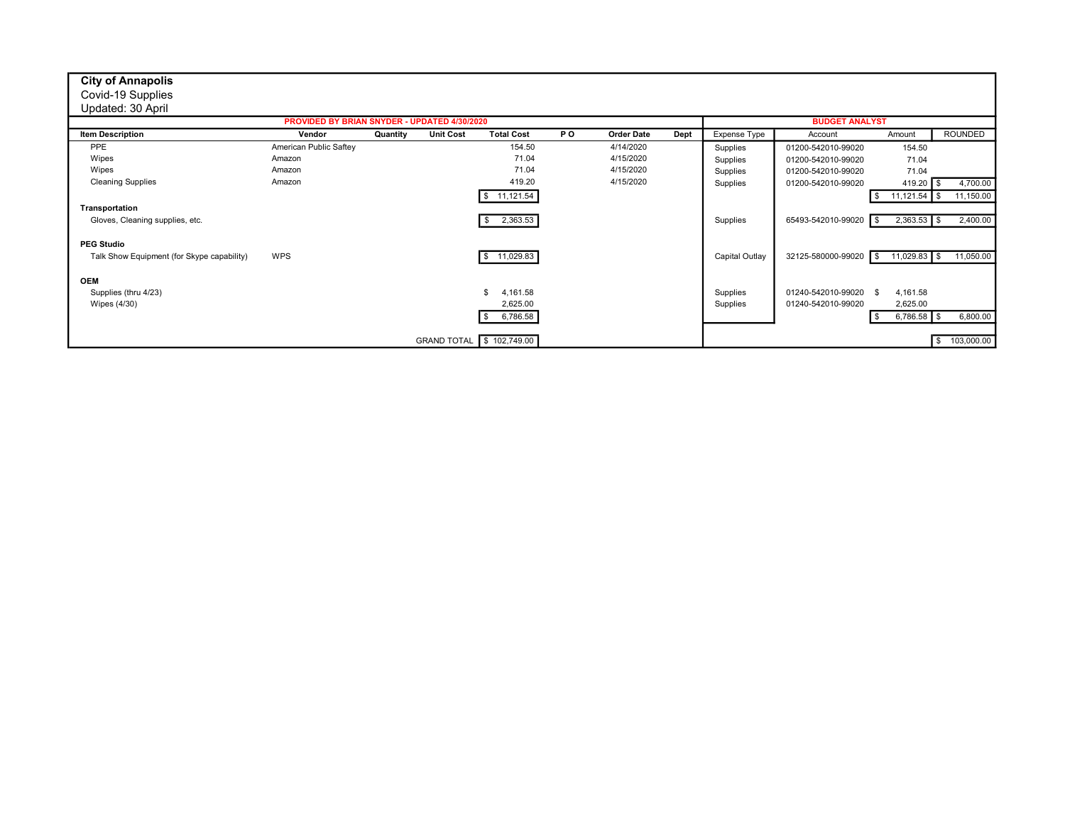**City of Annapolis**
Covid-19 Supplies
Updated: 30 April

| PROVIDED BY BRIAN SNYDER - UPDATED 4/30/2020 | | | | | | | | BUDGET ANALYST | | | |
|---|---|---|---|---|---|---|---|---|---|---|---|
| **Item Description** | **Vendor** | **Quantity** | **Unit Cost** | **Total Cost** | **P O** | **Order Date** | **Dept** | Expense Type | Account | Amount | ROUNDED |
| PPE | American Public Saftey | | | 154.50 | | 4/14/2020 | | Supplies | 01200-542010-99020 | 154.50 | |
| Wipes | Amazon | | | 71.04 | | 4/15/2020 | | Supplies | 01200-542010-99020 | 71.04 | |
| Wipes | Amazon | | | 71.04 | | 4/15/2020 | | Supplies | 01200-542010-99020 | 71.04 | |
| Cleaning Supplies | Amazon | | | 419.20 | | 4/15/2020 | | Supplies | 01200-542010-99020 | 419.20 | $ 4,700.00 |
| | | | | $ 11,121.54 | | | | | | $ 11,121.54 | $ 11,150.00 |
| **Transportation** | | | | | | | | | | | |
| Gloves, Cleaning supplies, etc. | | | | $ 2,363.53 | | | | Supplies | 65493-542010-99020 | $ 2,363.53 | $ 2,400.00 |
| **PEG Studio** | | | | | | | | | | | |
| Talk Show Equipment (for Skype capability) | WPS | | | $ 11,029.83 | | | | Capital Outlay | 32125-580000-99020 | $ 11,029.83 | $ 11,050.00 |
| **OEM** | | | | | | | | | | | |
| Supplies (thru 4/23) | | | | $ 4,161.58 | | | | Supplies | 01240-542010-99020 | $ 4,161.58 | |
| Wipes (4/30) | | | | 2,625.00 | | | | Supplies | 01240-542010-99020 | 2,625.00 | |
| | | | | $ 6,786.58 | | | | | | $ 6,786.58 | $ 6,800.00 |
| | | | GRAND TOTAL | $ 102,749.00 | | | | | | | $ 103,000.00 |